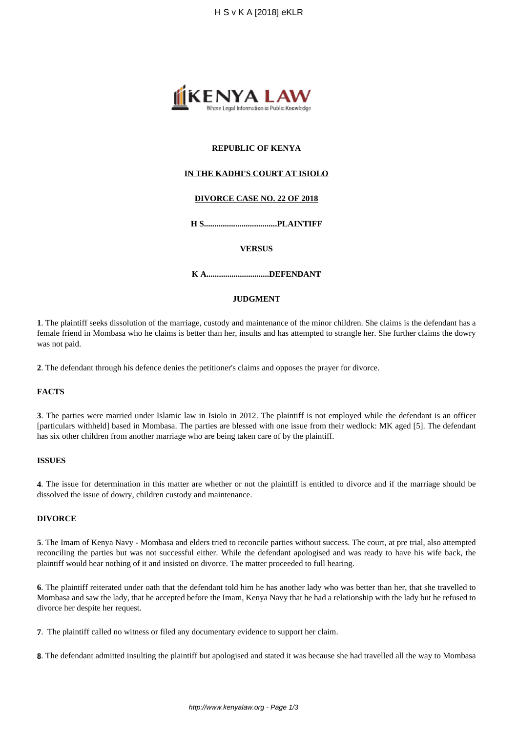**REPUBLIC OF KENYA**

**IN THE KADHI'S COURT AT ISIOLO**

**DIVORCE CASE NO. 22 OF 2018**

**H S....................................PLAINTIFF**

**VERSUS**

**K A..............................DEFENDANT**

**JUDGMENT**

**1**. The plaintiff seeks dissolution of the marriage, custody and maintenance of the minor children. She claims is the defendant has a female friend in Mombasa who he claims is better than her, insults and has attempted to strangle her. She further claims the dowry was not paid.

**2**. The defendant through his defence denies the petitioner's claims and opposes the prayer for divorce.

**FACTS**

**3**. The parties were married under Islamic law in Isiolo in 2012. The plaintiff is not employed while the defendant is an officer [particulars withheld] based in Mombasa. The parties are blessed with one issue from their wedlock: MK aged [5]. The defendant has six other children from another marriage who are being taken care of by the plaintiff.

**ISSUES**

**4**. The issue for determination in this matter are whether or not the plaintiff is entitled to divorce and if the marriage should be dissolved the issue of dowry, children custody and maintenance.

**DIVORCE**

**5**. The Imam of Kenya Navy - Mombasa and elders tried to reconcile parties without success. The court, at pre trial, also attempted reconciling the parties but was not successful either. While the defendant apologised and was ready to have his wife back, the plaintiff would hear nothing of it and insisted on divorce. The matter proceeded to full hearing.

**6**. The plaintiff reiterated under oath that the defendant told him he has another lady who was better than her, that she travelled to Mombasa and saw the lady, that he accepted before the Imam, Kenya Navy that he had a relationship with the lady but he refused to divorce her despite her request.

**7**. The plaintiff called no witness or filed any documentary evidence to support her claim.

**8**. The defendant admitted insulting the plaintiff but apologised and stated it was because she had travelled all the way to Mombasa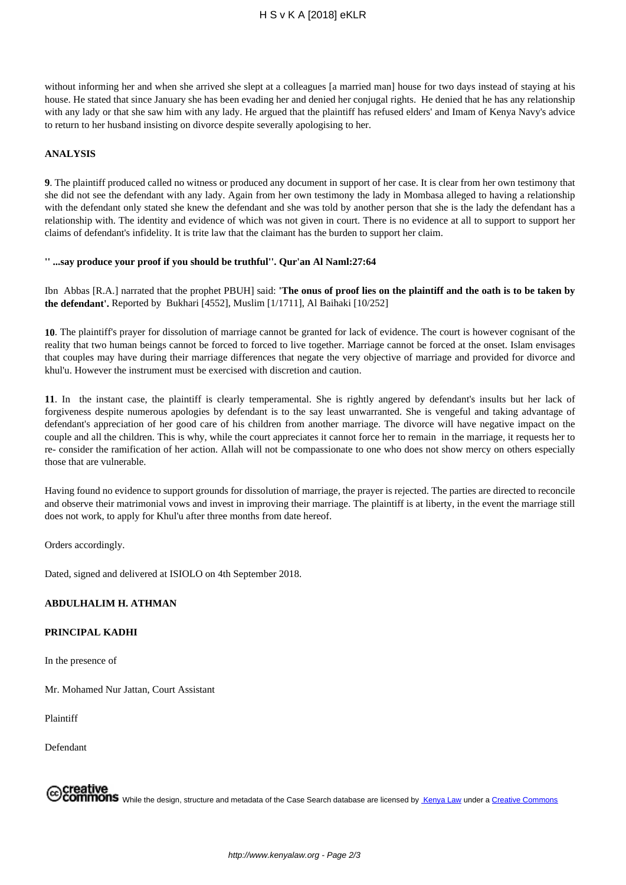without informing her and when she arrived she slept at a colleagues [a married man] house for two days instead of staying at his house. He stated that since January she has been evading her and denied her conjugal rights. He denied that he has any relationship with any lady or that she saw him with any lady. He argued that the plaintiff has refused elders' and Imam of Kenya Navy's advice to return to her husband insisting on divorce despite severally apologising to her.

**ANALYSIS**

**9**. The plaintiff produced called no witness or produced any document in support of her case. It is clear from her own testimony that she did not see the defendant with any lady. Again from her own testimony the lady in Mombasa alleged to having a relationship with the defendant only stated she knew the defendant and she was told by another person that she is the lady the defendant has a relationship with. The identity and evidence of which was not given in court. There is no evidence at all to support to support her claims of defendant's infidelity. It is trite law that the claimant has the burden to support her claim.

**'' ...say produce your proof if you should be truthful''. Qur'an Al Naml:27:64**

Ibn Abbas [R.A.] narrated that the prophet PBUH] said: **'The onus of proof lies on the plaintiff and the oath is to be taken by the defendant'.** Reported by Bukhari [4552], Muslim [1/1711], Al Baihaki [10/252]

**10**. The plaintiff's prayer for dissolution of marriage cannot be granted for lack of evidence. The court is however cognisant of the reality that two human beings cannot be forced to forced to live together. Marriage cannot be forced at the onset. Islam envisages that couples may have during their marriage differences that negate the very objective of marriage and provided for divorce and khul'u. However the instrument must be exercised with discretion and caution.

**11**. In the instant case, the plaintiff is clearly temperamental. She is rightly angered by defendant's insults but her lack of forgiveness despite numerous apologies by defendant is to the say least unwarranted. She is vengeful and taking advantage of defendant's appreciation of her good care of his children from another marriage. The divorce will have negative impact on the couple and all the children. This is why, while the court appreciates it cannot force her to remain in the marriage, it requests her to re- consider the ramification of her action. Allah will not be compassionate to one who does not show mercy on others especially those that are vulnerable.

Having found no evidence to support grounds for dissolution of marriage, the prayer is rejected. The parties are directed to reconcile and observe their matrimonial vows and invest in improving their marriage. The plaintiff is at liberty, in the event the marriage still does not work, to apply for Khul'u after three months from date hereof.

Orders accordingly.

Dated, signed and delivered at ISIOLO on 4th September 2018.

**ABDULHALIM H. ATHMAN**

**PRINCIPAL KADHI**

In the presence of

Mr. Mohamed Nur Jattan, Court Assistant

Plaintiff

Defendant

While the design, structure and metadata of the Case Search database are licensed by Kenya Law under a Creative Commons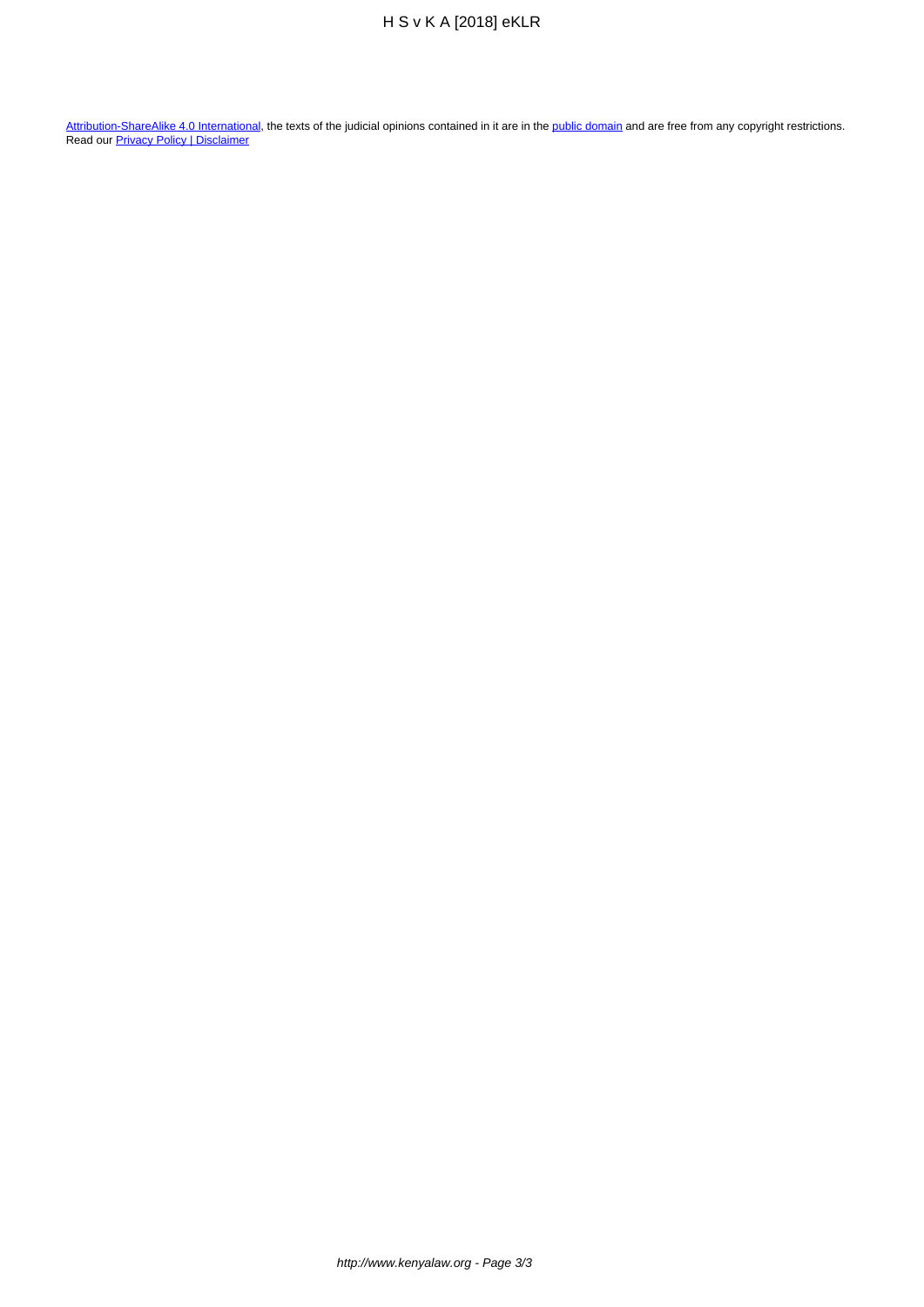Attribution-ShareAlike 4.0 International, the texts of the judicial opinions contained in it are in the public domain and are free from any copyright restrictions.
Read our Privacy Policy | Disclaimer